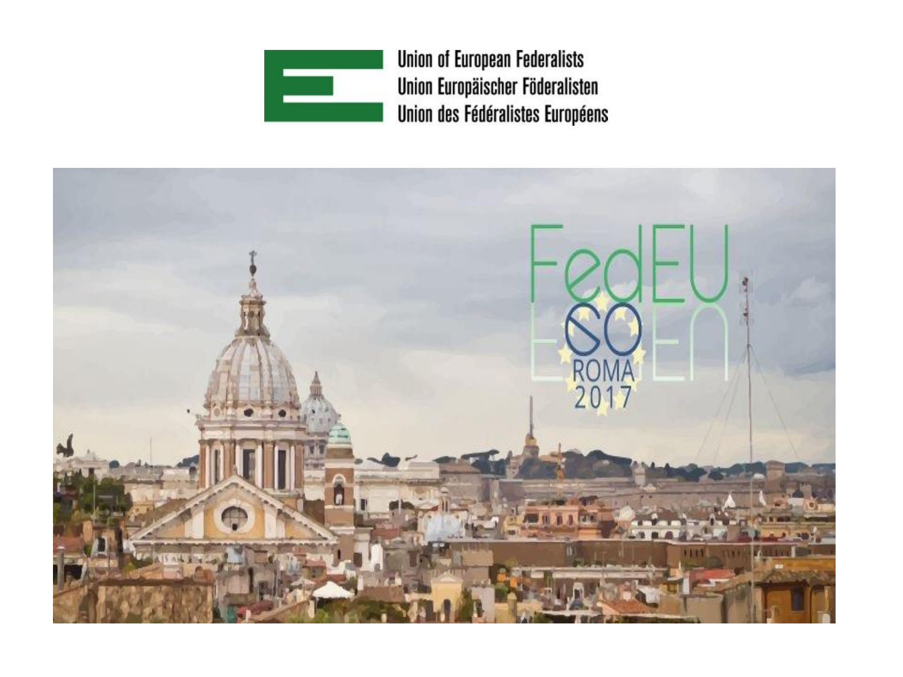Union of European Federalists
Union Europäischer Föderalisten
Union des Fédéralistes Européens

FedEU
GO
ROMA
2017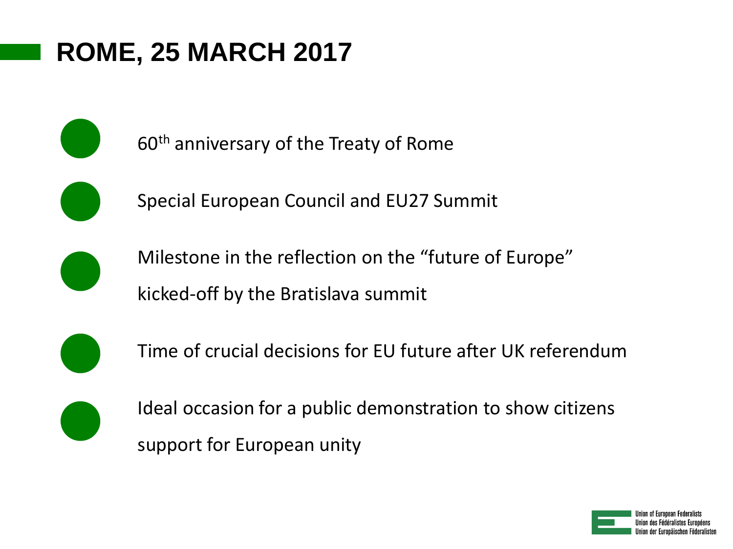# ROME, 25 MARCH 2017

- 60th anniversary of the Treaty of Rome
- Special European Council and EU27 Summit
- Milestone in the reflection on the "future of Europe" kicked-off by the Bratislava summit
- Time of crucial decisions for EU future after UK referendum
- Ideal occasion for a public demonstration to show citizens support for European unity

Union of European Federalists
Union des Fédéralistes Européens
Union der Europäischen Föderalisten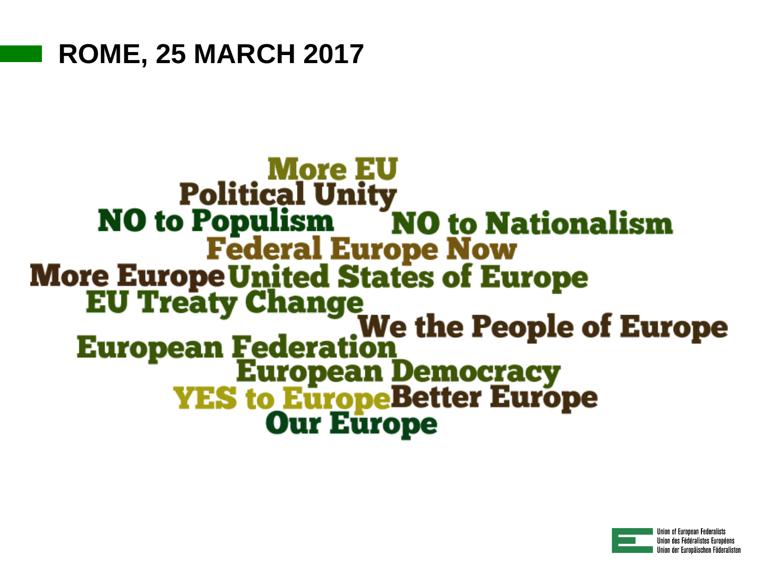# ROME, 25 MARCH 2017

More EU
Political Unity
NO to Populism
NO to Nationalism
Federal Europe Now
More Europe
United States of Europe
EU Treaty Change
We the People of Europe
European Federation
European Democracy
YES to Europe
Better Europe
Our Europe

Union of European Federalists
Union des Fédéralistes Européens
Union der Europäischen Föderalisten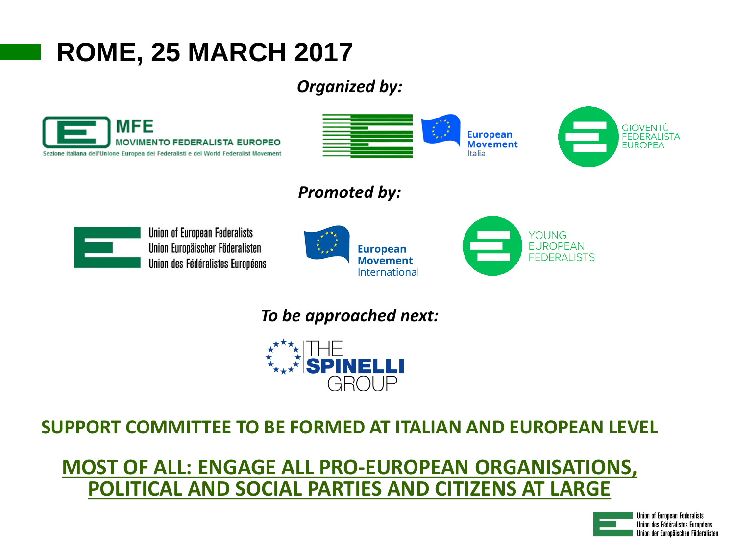# ROME, 25 MARCH 2017

***Organized by:***

MFE
MOVIMENTO FEDERALISTA EUROPEO
Sezione italiana dell'Unione Europea dei Federalisti e del World Federalist Movement

European Movement Italia

GIOVENTÙ FEDERALISTA EUROPEA

***Promoted by:***

Union of European Federalists
Union Europäischer Föderalisten
Union des Fédéralistes Européens

European Movement International

YOUNG EUROPEAN FEDERALISTS

***To be approached next:***

THE SPINELLI GROUP

**SUPPORT COMMITTEE TO BE FORMED AT ITALIAN AND EUROPEAN LEVEL**

**MOST OF ALL: ENGAGE ALL PRO-EUROPEAN ORGANISATIONS, POLITICAL AND SOCIAL PARTIES AND CITIZENS AT LARGE**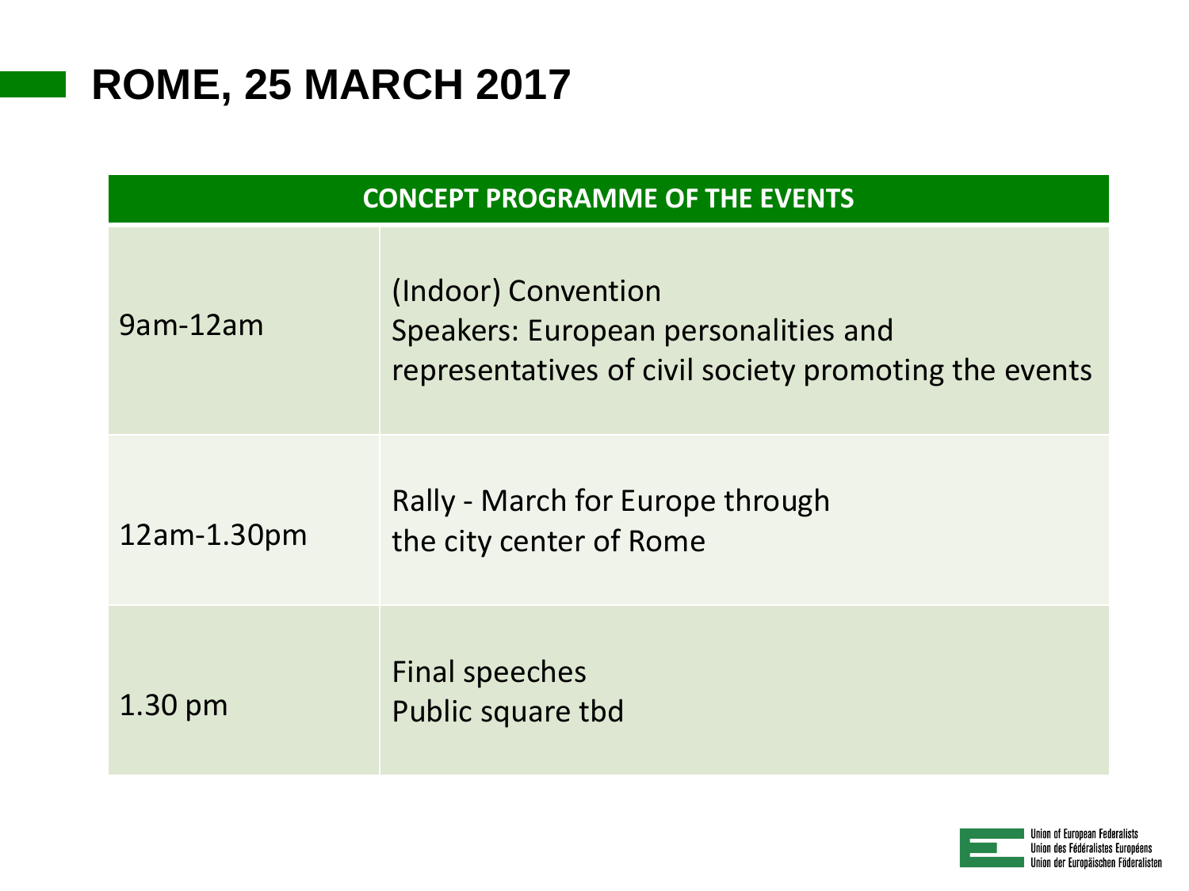# ROME, 25 MARCH 2017

| CONCEPT PROGRAMME OF THE EVENTS | |
|---|---|
| 9am-12am | (Indoor) Convention<br>Speakers: European personalities and representatives of civil society promoting the events |
| 12am-1.30pm | Rally - March for Europe through the city center of Rome |
| 1.30 pm | Final speeches<br>Public square tbd |

Union of European Federalists
Union des Fédéralistes Européens
Union der Europäischen Föderalisten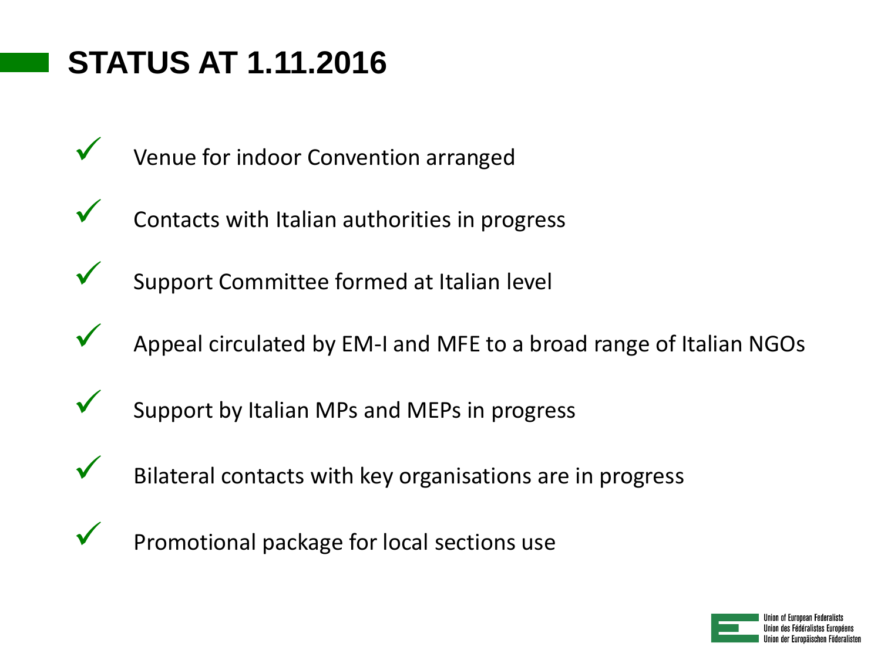# STATUS AT 1.11.2016

- ✓ Venue for indoor Convention arranged
- ✓ Contacts with Italian authorities in progress
- ✓ Support Committee formed at Italian level
- ✓ Appeal circulated by EM-I and MFE to a broad range of Italian NGOs
- ✓ Support by Italian MPs and MEPs in progress
- ✓ Bilateral contacts with key organisations are in progress
- ✓ Promotional package for local sections use

Union of European Federalists
Union des Fédéralistes Européens
Union der Europäischen Föderalisten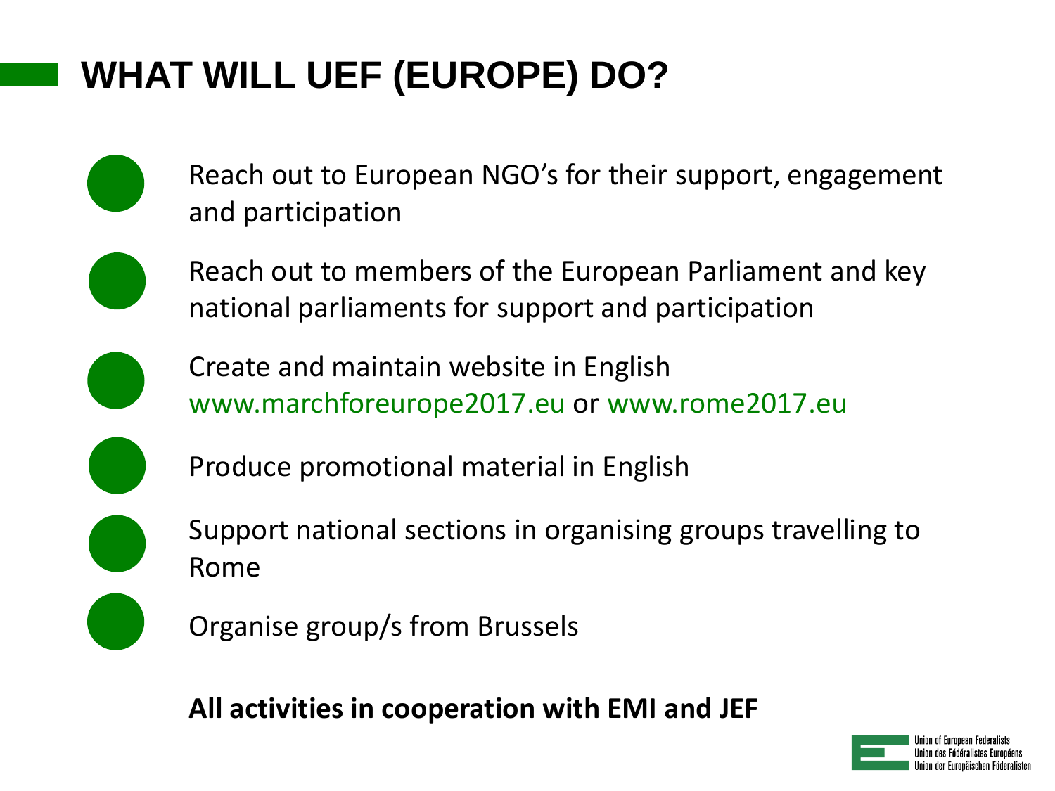# WHAT WILL UEF (EUROPE) DO?

- Reach out to European NGO's for their support, engagement and participation
- Reach out to members of the European Parliament and key national parliaments for support and participation
- Create and maintain website in English www.marchforeurope2017.eu or www.rome2017.eu
- Produce promotional material in English
- Support national sections in organising groups travelling to Rome
- Organise group/s from Brussels

**All activities in cooperation with EMI and JEF**

Union of European Federalists
Union des Fédéralistes Européens
Union der Europäischen Föderalisten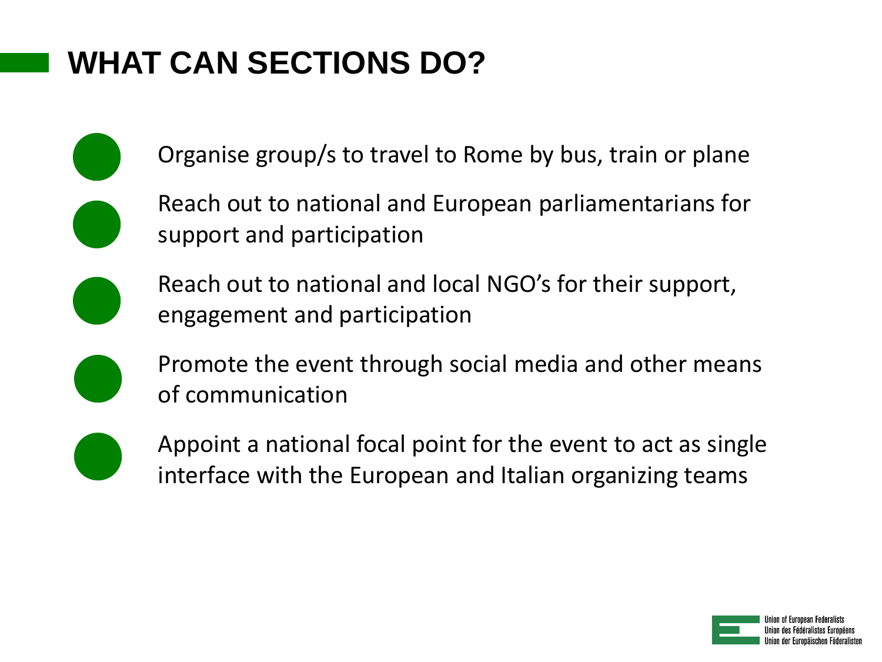# WHAT CAN SECTIONS DO?

- Organise group/s to travel to Rome by bus, train or plane
- Reach out to national and European parliamentarians for support and participation
- Reach out to national and local NGO's for their support, engagement and participation
- Promote the event through social media and other means of communication
- Appoint a national focal point for the event to act as single interface with the European and Italian organizing teams

Union of European Federalists
Union des Fédéralistes Européens
Union der Europäischen Föderalisten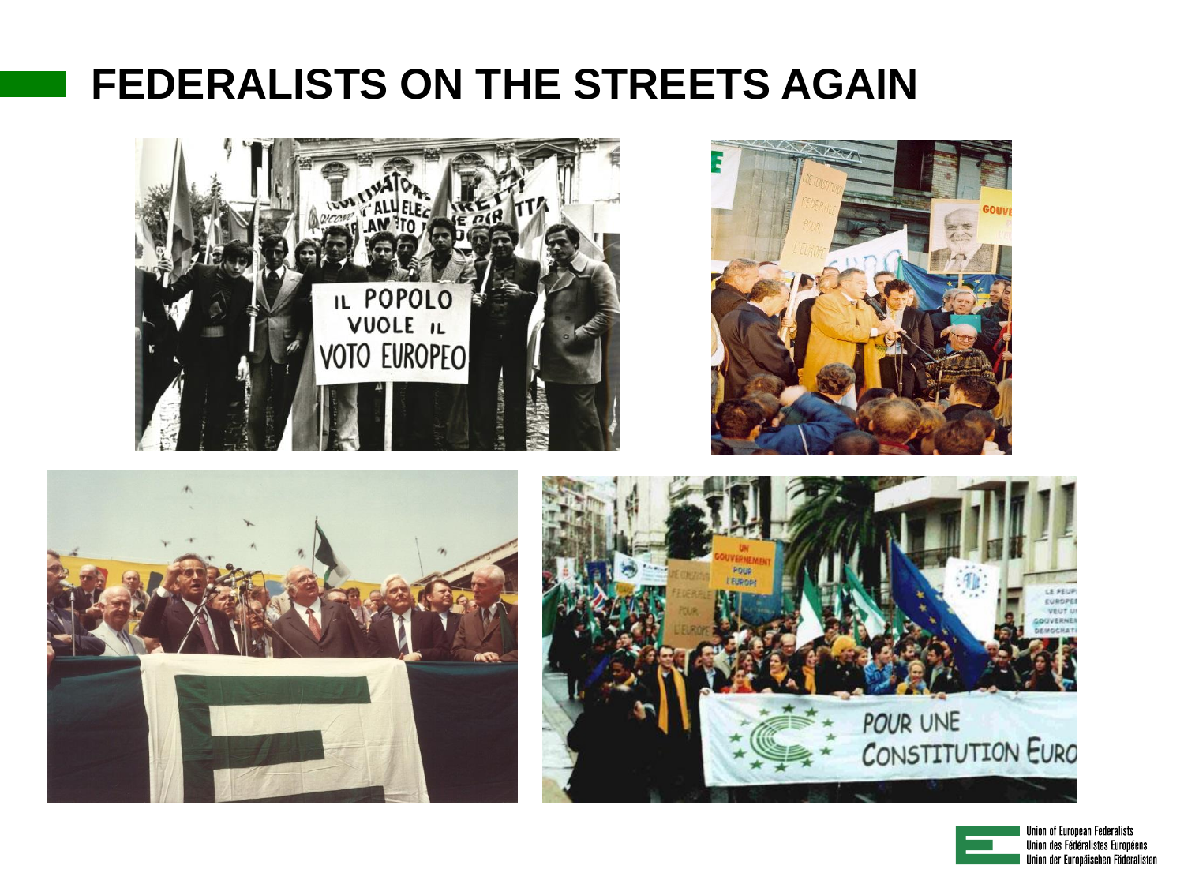# FEDERALISTS ON THE STREETS AGAIN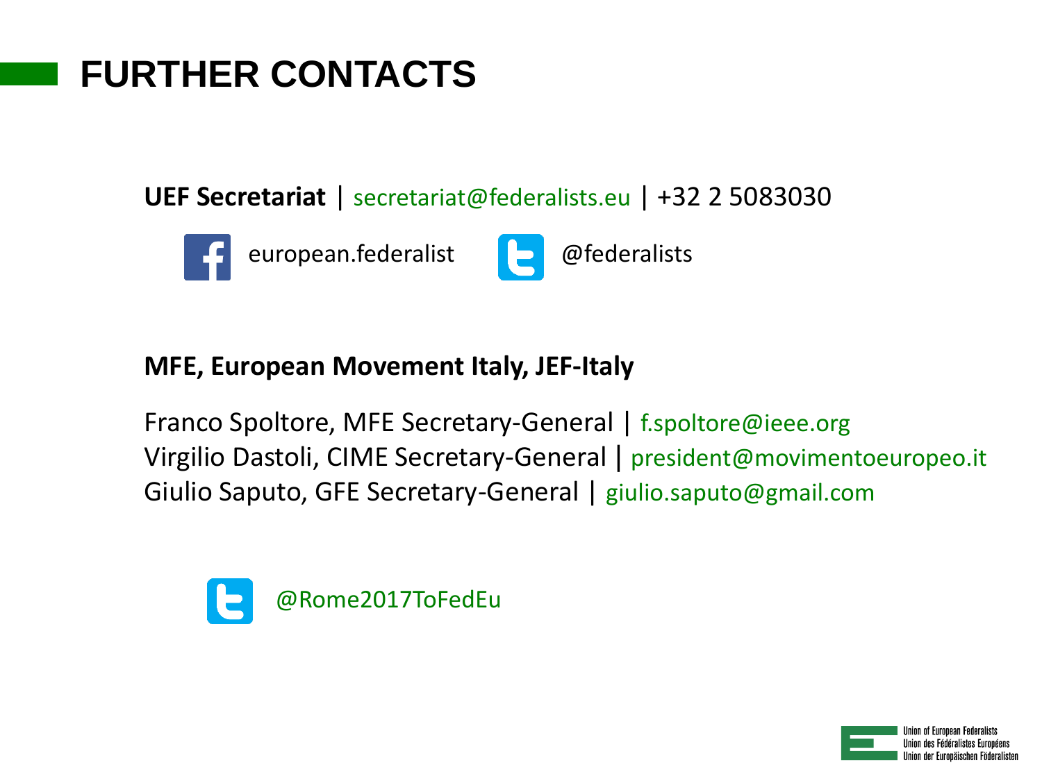# FURTHER CONTACTS

**UEF Secretariat** | secretariat@federalists.eu | +32 2 5083030

european.federalist

@federalists

**MFE, European Movement Italy, JEF-Italy**

Franco Spoltore, MFE Secretary-General | f.spoltore@ieee.org
Virgilio Dastoli, CIME Secretary-General | president@movimentoeuropeo.it
Giulio Saputo, GFE Secretary-General | giulio.saputo@gmail.com

@Rome2017ToFedEu

Union of European Federalists
Union des Fédéralistes Européens
Union der Europäischen Föderalisten